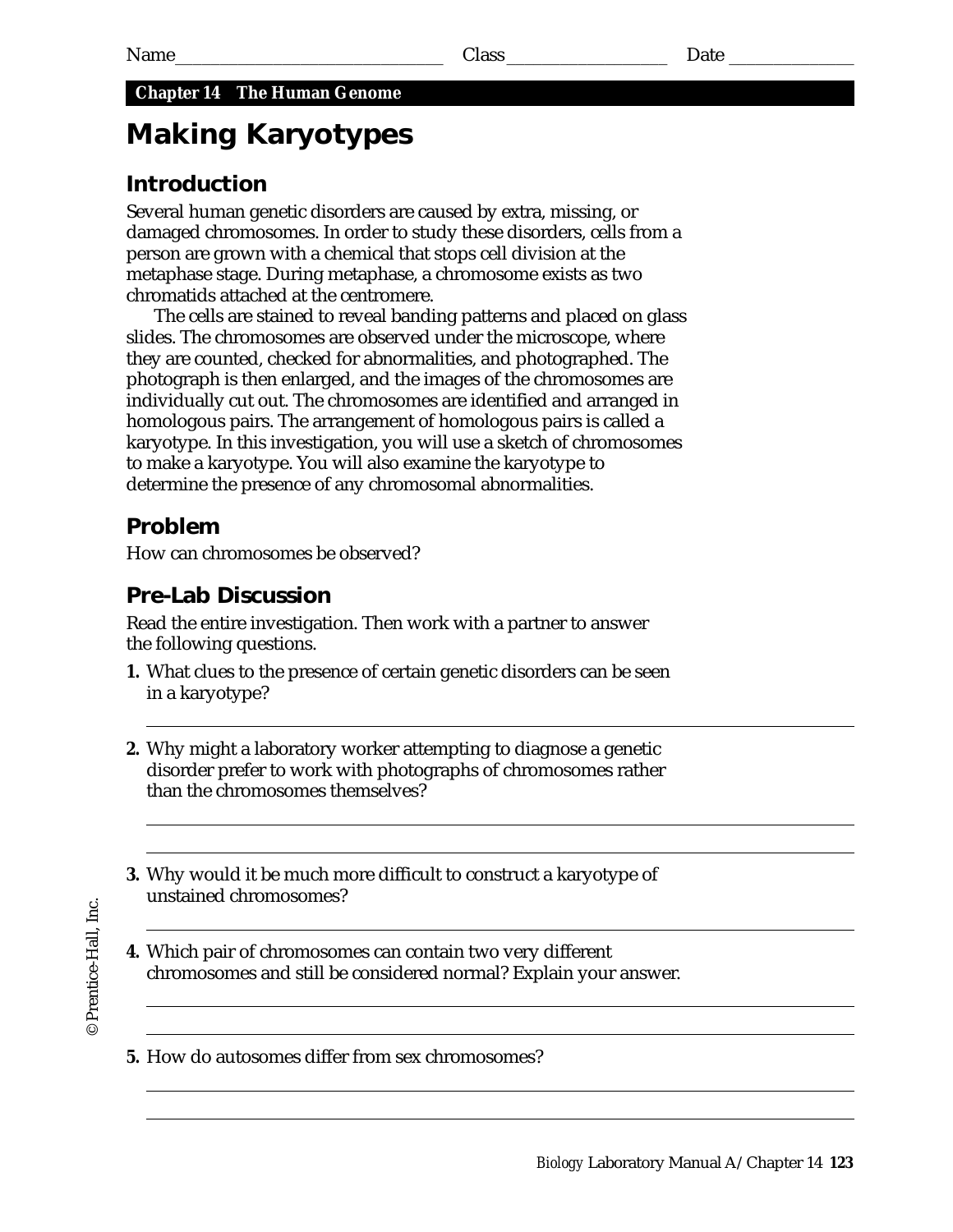Name_____________________________ Class__________________ Date ______________

**Chapter 14 The Human Genome**

# Making Karyotypes

## Introduction

Several human genetic disorders are caused by extra, missing, or damaged chromosomes. In order to study these disorders, cells from a person are grown with a chemical that stops cell division at the metaphase stage. During metaphase, a chromosome exists as two chromatids attached at the centromere.

The cells are stained to reveal banding patterns and placed on glass slides. The chromosomes are observed under the microscope, where they are counted, checked for abnormalities, and photographed. The photograph is then enlarged, and the images of the chromosomes are individually cut out. The chromosomes are identified and arranged in homologous pairs. The arrangement of homologous pairs is called a karyotype. In this investigation, you will use a sketch of chromosomes to make a karyotype. You will also examine the karyotype to determine the presence of any chromosomal abnormalities.

## Problem

How can chromosomes be observed?

## Pre-Lab Discussion

Read the entire investigation. Then work with a partner to answer the following questions.

**1.** What clues to the presence of certain genetic disorders can be seen in a karyotype?

_______________________________________________________________

**2.** Why might a laboratory worker attempting to diagnose a genetic disorder prefer to work with photographs of chromosomes rather than the chromosomes themselves?

_______________________________________________________________

_______________________________________________________________

**3.** Why would it be much more difficult to construct a karyotype of unstained chromosomes?

_______________________________________________________________

**4.** Which pair of chromosomes can contain two very different chromosomes and still be considered normal? Explain your answer.

_______________________________________________________________

_______________________________________________________________

**5.** How do autosomes differ from sex chromosomes?

_______________________________________________________________

_______________________________________________________________

© Prentice-Hall, Inc.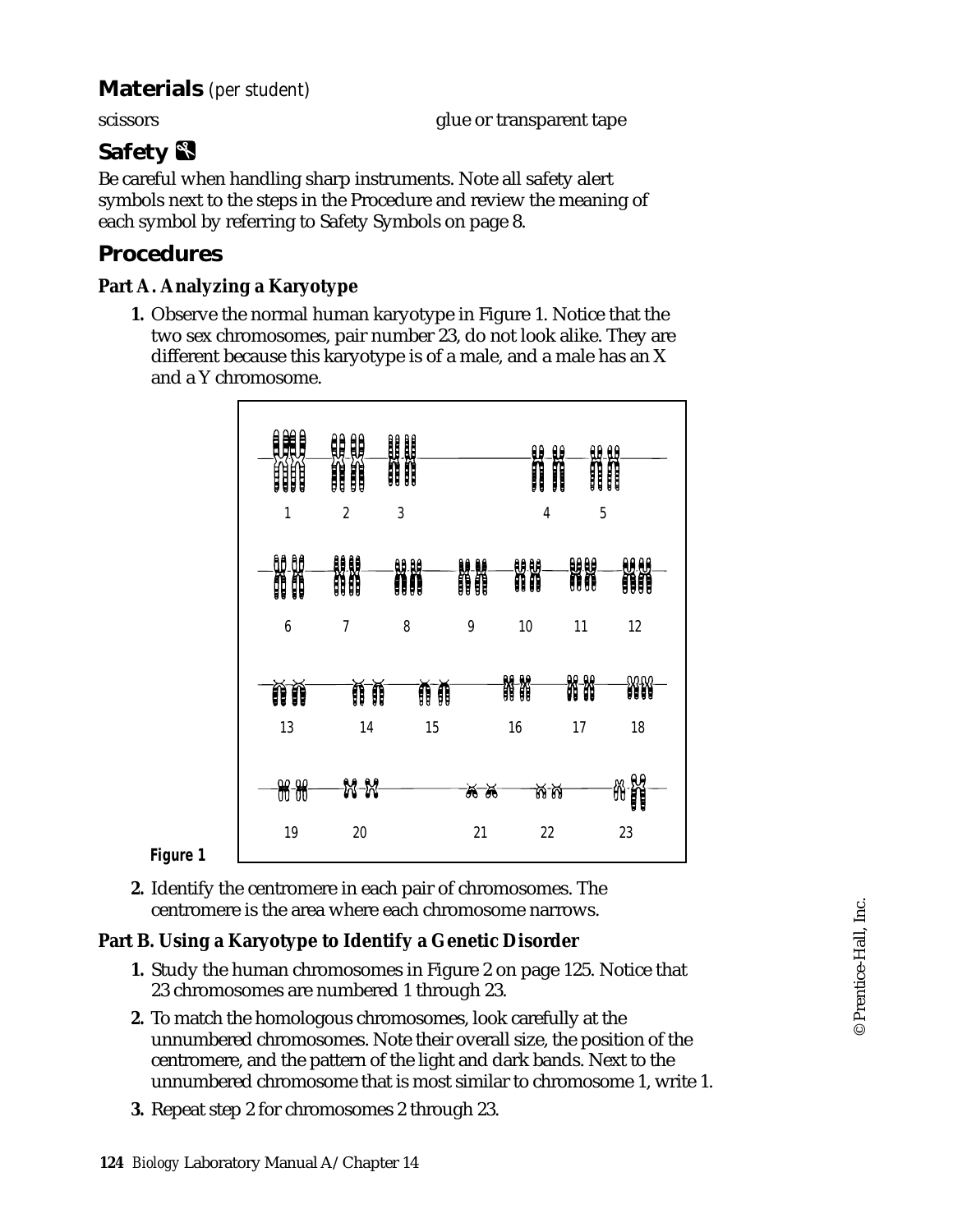## Materials *(per student)*

scissors

glue or transparent tape

## Safety

Be careful when handling sharp instruments. Note all safety alert symbols next to the steps in the Procedure and review the meaning of each symbol by referring to Safety Symbols on page 8.

## Procedures

### Part A. Analyzing a Karyotype

1. Observe the normal human karyotype in Figure 1. Notice that the two sex chromosomes, pair number 23, do not look alike. They are different because this karyotype is of a male, and a male has an X and a Y chromosome.

**Figure 1**

2. Identify the centromere in each pair of chromosomes. The centromere is the area where each chromosome narrows.

### Part B. Using a Karyotype to Identify a Genetic Disorder

1. Study the human chromosomes in Figure 2 on page 125. Notice that 23 chromosomes are numbered 1 through 23.
2. To match the homologous chromosomes, look carefully at the unnumbered chromosomes. Note their overall size, the position of the centromere, and the pattern of the light and dark bands. Next to the unnumbered chromosome that is most similar to chromosome 1, write 1.
3. Repeat step 2 for chromosomes 2 through 23.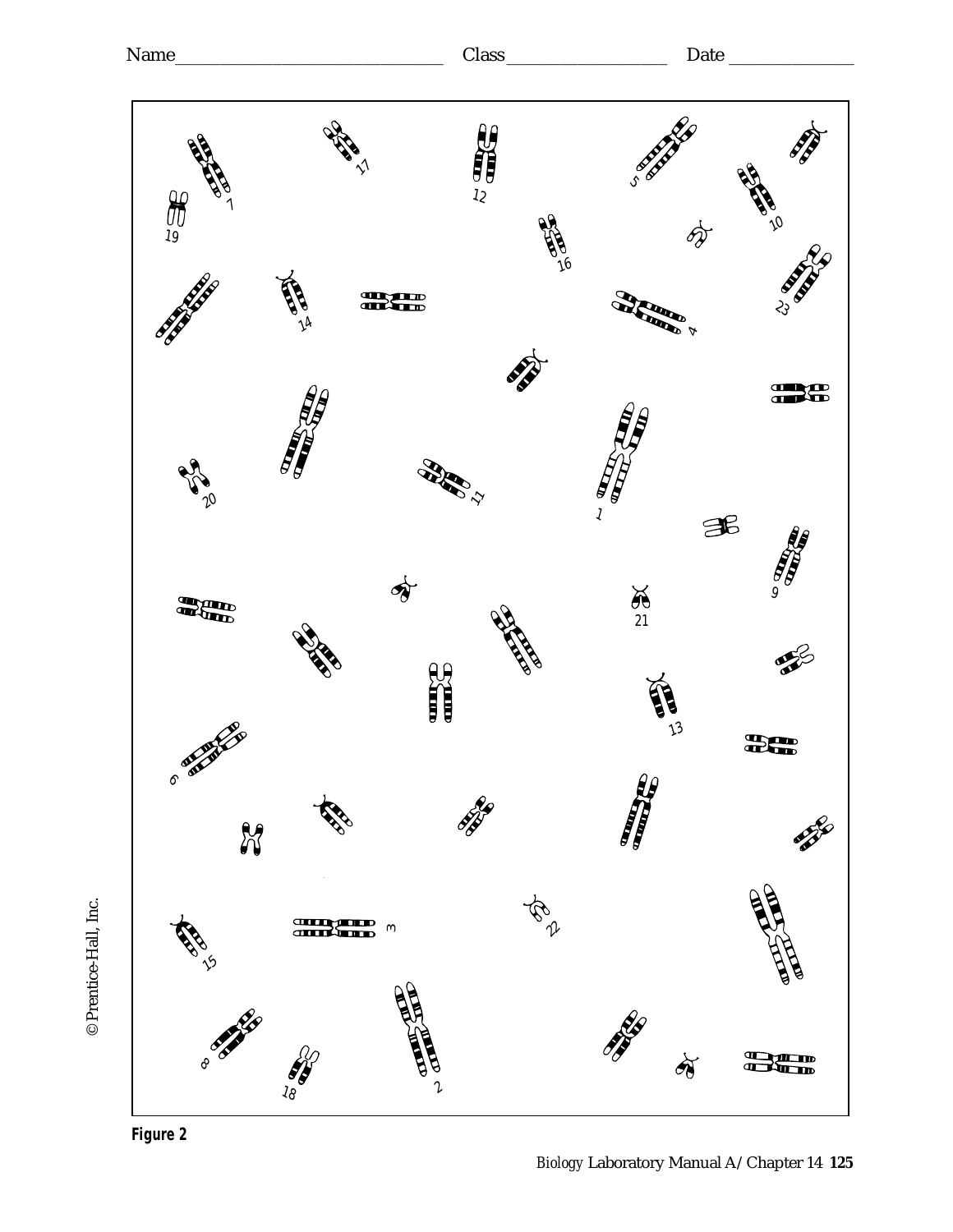Name______________________________ Class__________________ Date ______________

**Figure 2**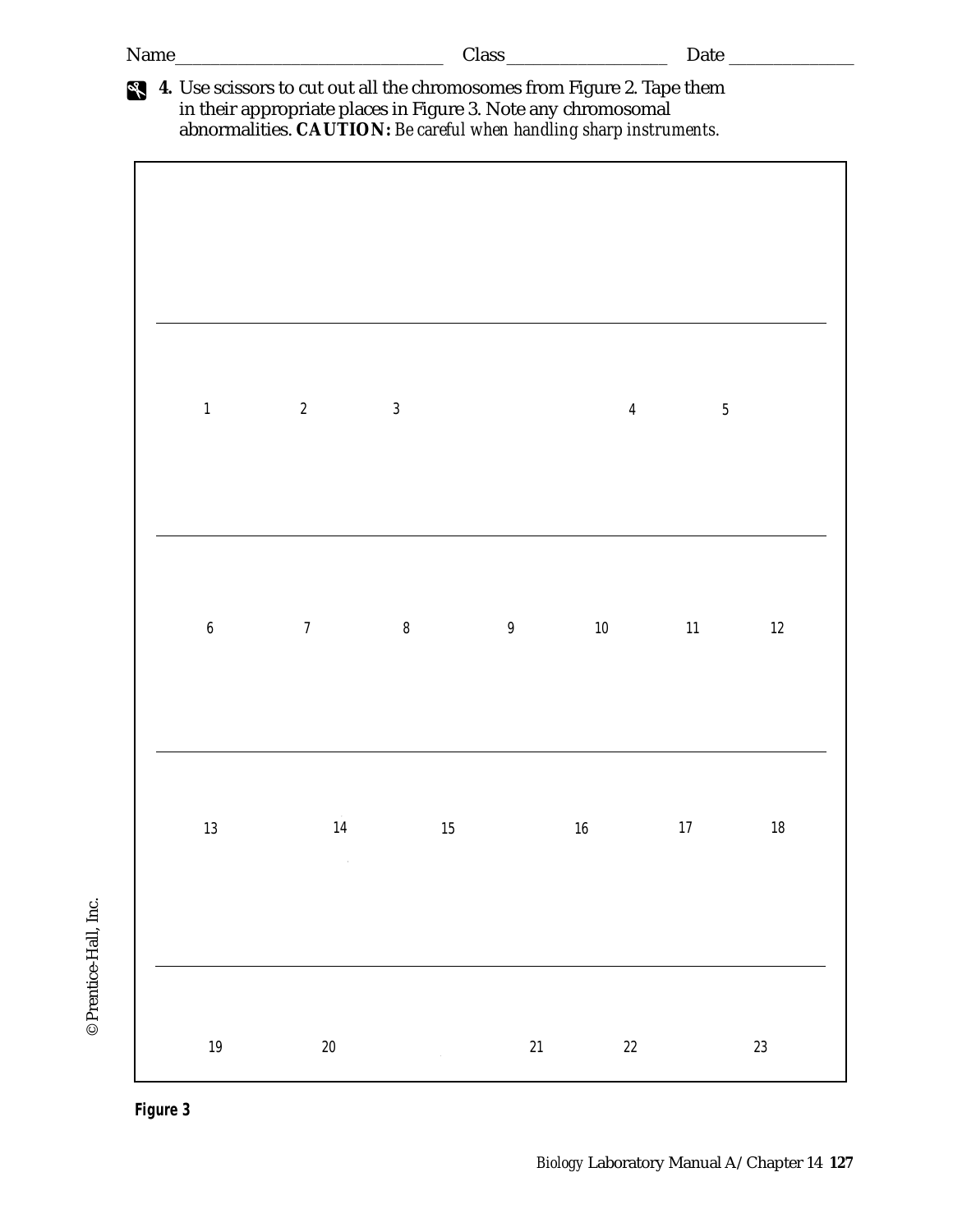Name_____________________________ Class________________ Date ______________

**4.** Use scissors to cut out all the chromosomes from Figure 2. Tape them in their appropriate places in Figure 3. Note any chromosomal abnormalities. **CAUTION:** *Be careful when handling sharp instruments.*

1 2 3 4 5

6 7 8 9 10 11 12

13 14 15 16 17 18

19 20 21 22 23

**Figure 3**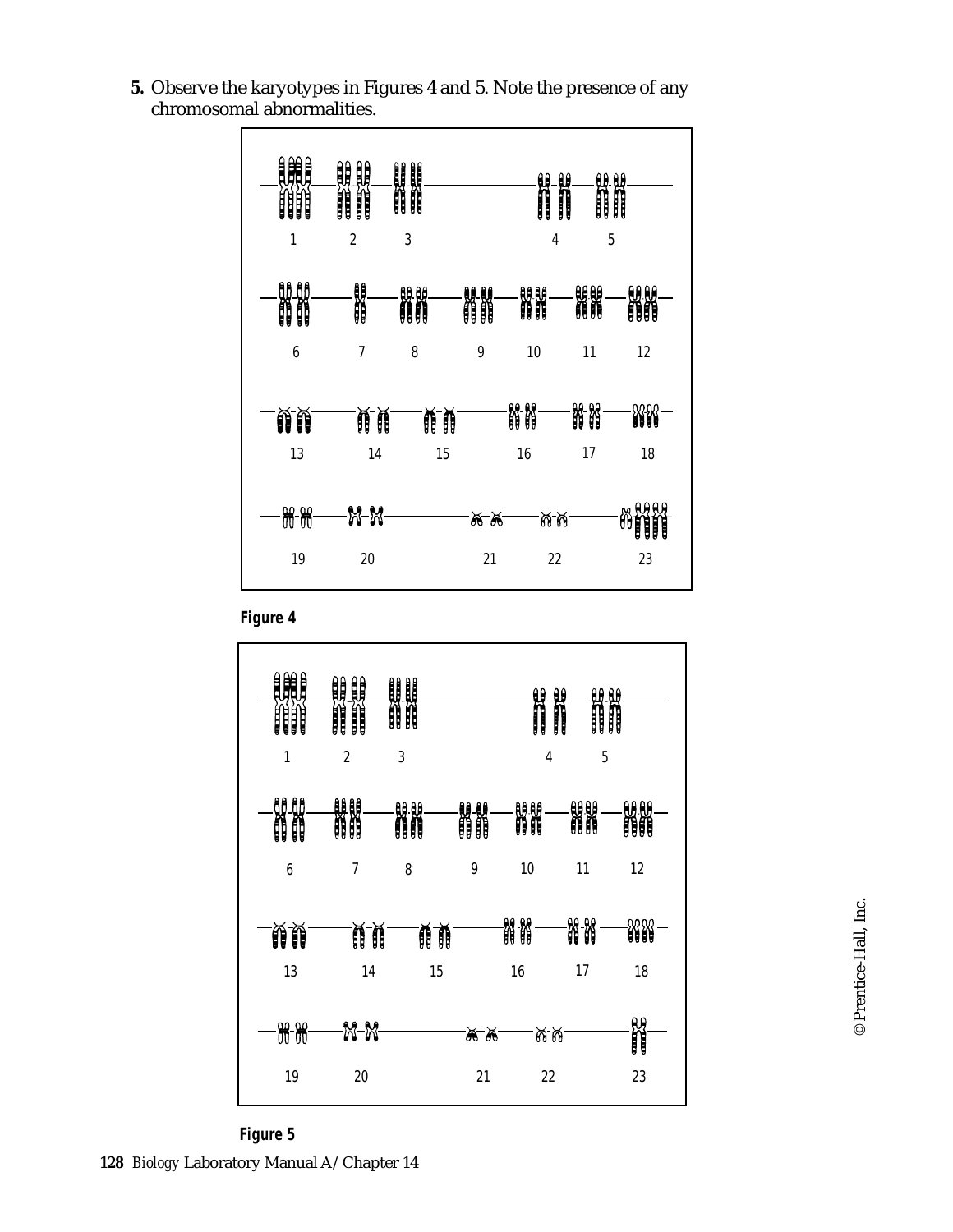**5.** Observe the karyotypes in Figures 4 and 5. Note the presence of any chromosomal abnormalities.

1 2 3 4 5

6 7 8 9 10 11 12

13 14 15 16 17 18

19 20 21 22 23

**Figure 4**

1 2 3 4 5

6 7 8 9 10 11 12

13 14 15 16 17 18

19 20 21 22 23

**Figure 5**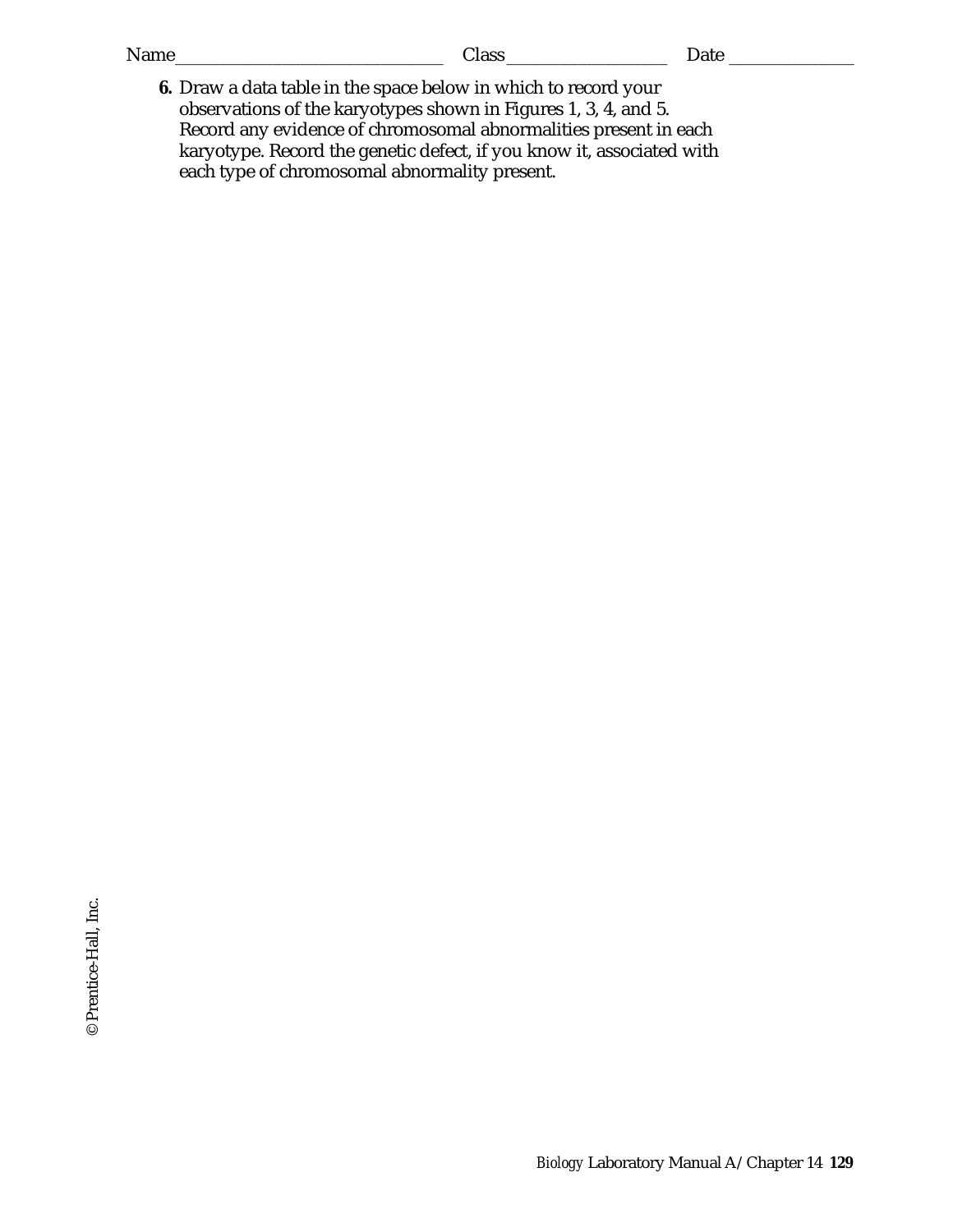Name______________________________ Class__________________ Date ______________

**6.** Draw a data table in the space below in which to record your observations of the karyotypes shown in Figures 1, 3, 4, and 5. Record any evidence of chromosomal abnormalities present in each karyotype. Record the genetic defect, if you know it, associated with each type of chromosomal abnormality present.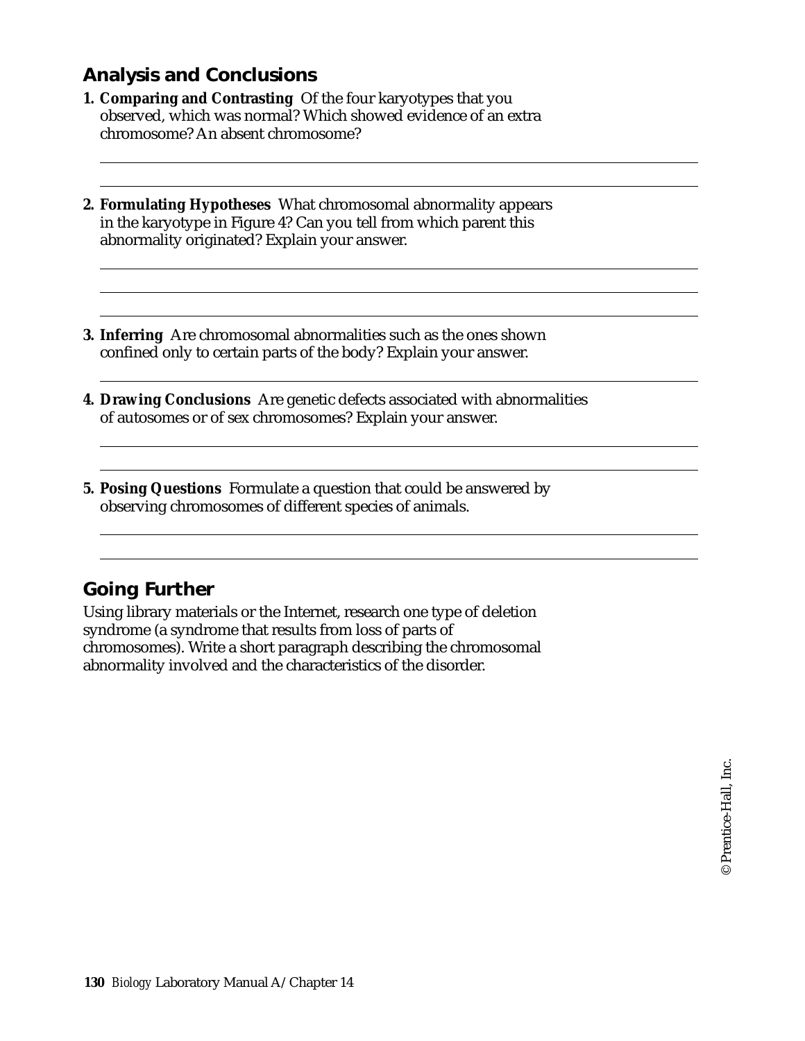## Analysis and Conclusions

1. **Comparing and Contrasting** Of the four karyotypes that you observed, which was normal? Which showed evidence of an extra chromosome? An absent chromosome?

2. **Formulating Hypotheses** What chromosomal abnormality appears in the karyotype in Figure 4? Can you tell from which parent this abnormality originated? Explain your answer.

3. **Inferring** Are chromosomal abnormalities such as the ones shown confined only to certain parts of the body? Explain your answer.

4. **Drawing Conclusions** Are genetic defects associated with abnormalities of autosomes or of sex chromosomes? Explain your answer.

5. **Posing Questions** Formulate a question that could be answered by observing chromosomes of different species of animals.

## Going Further

Using library materials or the Internet, research one type of deletion syndrome (a syndrome that results from loss of parts of chromosomes). Write a short paragraph describing the chromosomal abnormality involved and the characteristics of the disorder.

© Prentice-Hall, Inc.